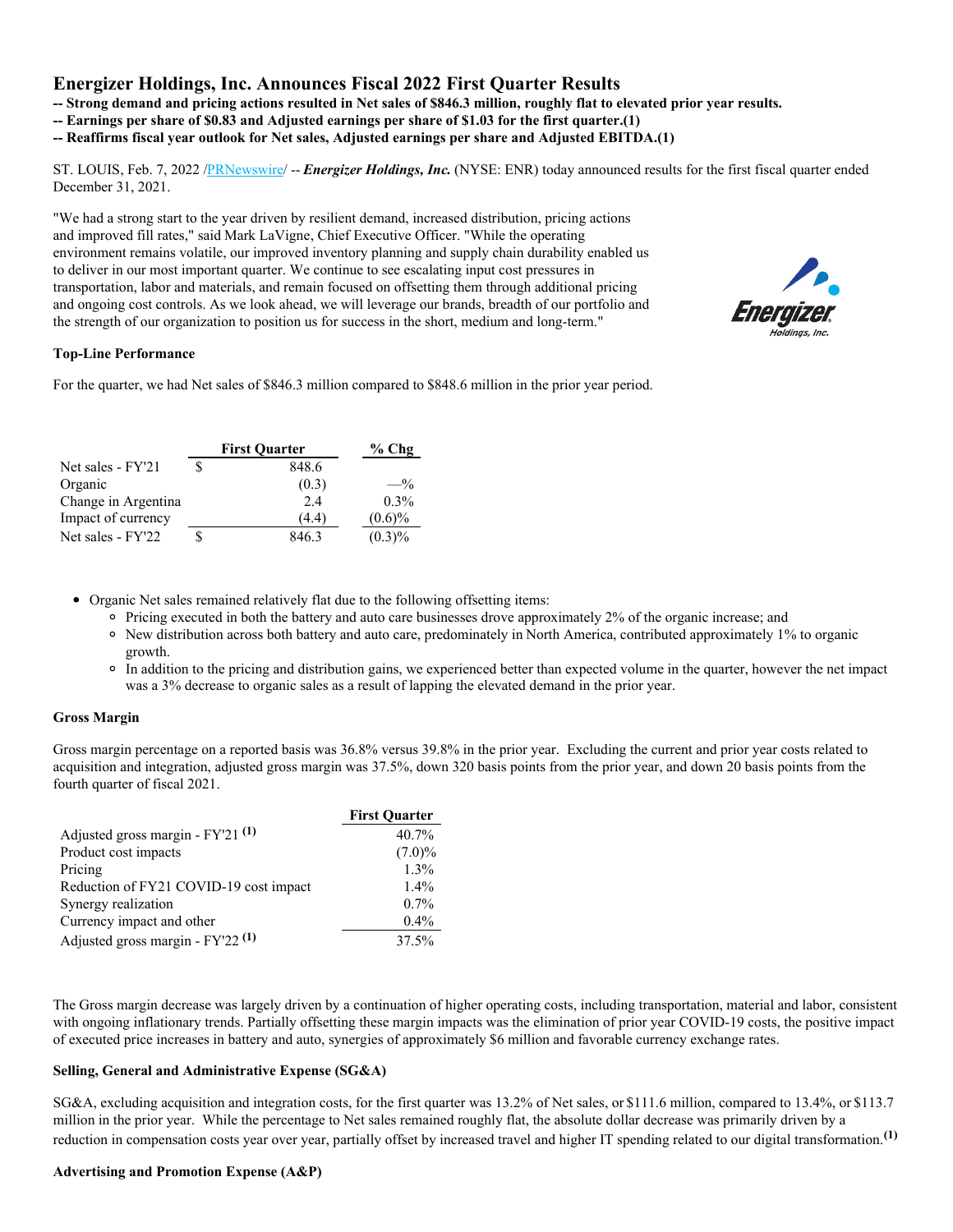# Energizer Holdings, Inc. Announces Fiscal 2022 First Quarter Results

**-- Strong demand and pricing actions resulted in Net sales of $846.3 million, roughly flat to elevated prior year results.**
**-- Earnings per share of $0.83 and Adjusted earnings per share of $1.03 for the first quarter.(1)**
**-- Reaffirms fiscal year outlook for Net sales, Adjusted earnings per share and Adjusted EBITDA.(1)**

ST. LOUIS, Feb. 7, 2022 /PRNewswire/ -- ***Energizer Holdings, Inc.*** (NYSE: ENR) today announced results for the first fiscal quarter ended December 31, 2021.

"We had a strong start to the year driven by resilient demand, increased distribution, pricing actions and improved fill rates," said Mark LaVigne, Chief Executive Officer. "While the operating environment remains volatile, our improved inventory planning and supply chain durability enabled us to deliver in our most important quarter. We continue to see escalating input cost pressures in transportation, labor and materials, and remain focused on offsetting them through additional pricing and ongoing cost controls. As we look ahead, we will leverage our brands, breadth of our portfolio and the strength of our organization to position us for success in the short, medium and long-term."

### Top-Line Performance

For the quarter, we had Net sales of $846.3 million compared to $848.6 million in the prior year period.

| | | First Quarter | % Chg |
|---|---|---|---|
| Net sales - FY'21 | $ | 848.6 | |
| Organic | | (0.3) | —% |
| Change in Argentina | | 2.4 | 0.3% |
| Impact of currency | | (4.4) | (0.6)% |
| Net sales - FY'22 | $ | 846.3 | (0.3)% |

- Organic Net sales remained relatively flat due to the following offsetting items:
  - Pricing executed in both the battery and auto care businesses drove approximately 2% of the organic increase; and
  - New distribution across both battery and auto care, predominately in North America, contributed approximately 1% to organic growth.
  - In addition to the pricing and distribution gains, we experienced better than expected volume in the quarter, however the net impact was a 3% decrease to organic sales as a result of lapping the elevated demand in the prior year.

### Gross Margin

Gross margin percentage on a reported basis was 36.8% versus 39.8% in the prior year. Excluding the current and prior year costs related to acquisition and integration, adjusted gross margin was 37.5%, down 320 basis points from the prior year, and down 20 basis points from the fourth quarter of fiscal 2021.

| | First Quarter |
|---|---|
| Adjusted gross margin - FY'21 (1) | 40.7% |
| Product cost impacts | (7.0)% |
| Pricing | 1.3% |
| Reduction of FY21 COVID-19 cost impact | 1.4% |
| Synergy realization | 0.7% |
| Currency impact and other | 0.4% |
| Adjusted gross margin - FY'22 (1) | 37.5% |

The Gross margin decrease was largely driven by a continuation of higher operating costs, including transportation, material and labor, consistent with ongoing inflationary trends. Partially offsetting these margin impacts was the elimination of prior year COVID-19 costs, the positive impact of executed price increases in battery and auto, synergies of approximately $6 million and favorable currency exchange rates.

### Selling, General and Administrative Expense (SG&A)

SG&A, excluding acquisition and integration costs, for the first quarter was 13.2% of Net sales, or $111.6 million, compared to 13.4%, or $113.7 million in the prior year. While the percentage to Net sales remained roughly flat, the absolute dollar decrease was primarily driven by a reduction in compensation costs year over year, partially offset by increased travel and higher IT spending related to our digital transformation.(1)

### Advertising and Promotion Expense (A&P)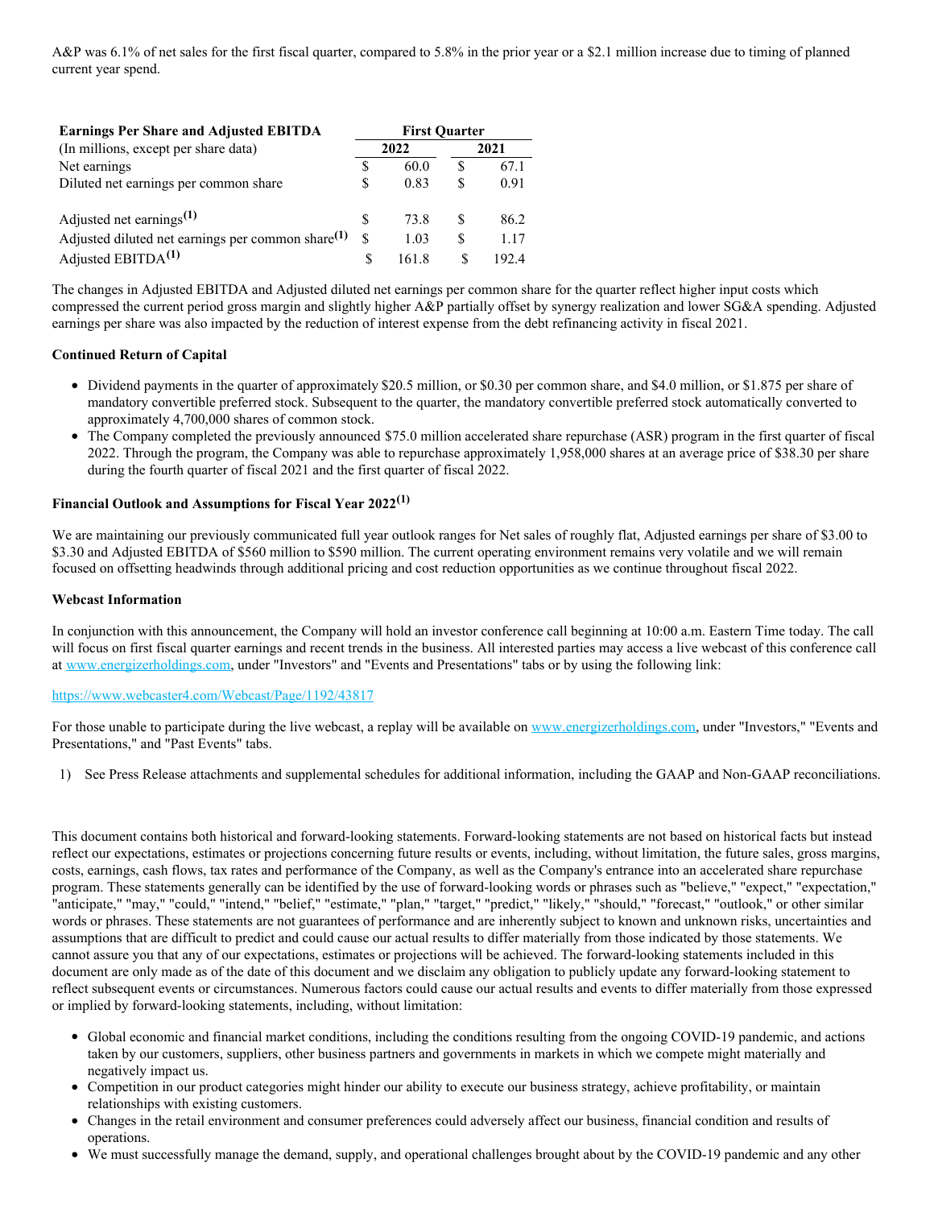A&P was 6.1% of net sales for the first fiscal quarter, compared to 5.8% in the prior year or a $2.1 million increase due to timing of planned current year spend.

| **Earnings Per Share and Adjusted EBITDA** | **First Quarter** | |
|---|---|---|
| (In millions, except per share data) | **2022** | **2021** |
| Net earnings | $ 60.0 | $ 67.1 |
| Diluted net earnings per common share | $ 0.83 | $ 0.91 |
| | | |
| Adjusted net earnings[(1)] | $ 73.8 | $ 86.2 |
| Adjusted diluted net earnings per common share[(1)] | $ 1.03 | $ 1.17 |
| Adjusted EBITDA[(1)] | $ 161.8 | $ 192.4 |

The changes in Adjusted EBITDA and Adjusted diluted net earnings per common share for the quarter reflect higher input costs which compressed the current period gross margin and slightly higher A&P partially offset by synergy realization and lower SG&A spending. Adjusted earnings per share was also impacted by the reduction of interest expense from the debt refinancing activity in fiscal 2021.

**Continued Return of Capital**

- Dividend payments in the quarter of approximately $20.5 million, or $0.30 per common share, and $4.0 million, or $1.875 per share of mandatory convertible preferred stock. Subsequent to the quarter, the mandatory convertible preferred stock automatically converted to approximately 4,700,000 shares of common stock.
- The Company completed the previously announced $75.0 million accelerated share repurchase (ASR) program in the first quarter of fiscal 2022. Through the program, the Company was able to repurchase approximately 1,958,000 shares at an average price of $38.30 per share during the fourth quarter of fiscal 2021 and the first quarter of fiscal 2022.

**Financial Outlook and Assumptions for Fiscal Year 2022[(1)]**

We are maintaining our previously communicated full year outlook ranges for Net sales of roughly flat, Adjusted earnings per share of $3.00 to $3.30 and Adjusted EBITDA of $560 million to $590 million. The current operating environment remains very volatile and we will remain focused on offsetting headwinds through additional pricing and cost reduction opportunities as we continue throughout fiscal 2022.

**Webcast Information**

In conjunction with this announcement, the Company will hold an investor conference call beginning at 10:00 a.m. Eastern Time today. The call will focus on first fiscal quarter earnings and recent trends in the business. All interested parties may access a live webcast of this conference call at www.energizerholdings.com, under "Investors" and "Events and Presentations" tabs or by using the following link:

https://www.webcaster4.com/Webcast/Page/1192/43817

For those unable to participate during the live webcast, a replay will be available on www.energizerholdings.com, under "Investors," "Events and Presentations," and "Past Events" tabs.

1) See Press Release attachments and supplemental schedules for additional information, including the GAAP and Non-GAAP reconciliations.

This document contains both historical and forward-looking statements. Forward-looking statements are not based on historical facts but instead reflect our expectations, estimates or projections concerning future results or events, including, without limitation, the future sales, gross margins, costs, earnings, cash flows, tax rates and performance of the Company, as well as the Company's entrance into an accelerated share repurchase program. These statements generally can be identified by the use of forward-looking words or phrases such as "believe," "expect," "expectation," "anticipate," "may," "could," "intend," "belief," "estimate," "plan," "target," "predict," "likely," "should," "forecast," "outlook," or other similar words or phrases. These statements are not guarantees of performance and are inherently subject to known and unknown risks, uncertainties and assumptions that are difficult to predict and could cause our actual results to differ materially from those indicated by those statements. We cannot assure you that any of our expectations, estimates or projections will be achieved. The forward-looking statements included in this document are only made as of the date of this document and we disclaim any obligation to publicly update any forward-looking statement to reflect subsequent events or circumstances. Numerous factors could cause our actual results and events to differ materially from those expressed or implied by forward-looking statements, including, without limitation:

- Global economic and financial market conditions, including the conditions resulting from the ongoing COVID-19 pandemic, and actions taken by our customers, suppliers, other business partners and governments in markets in which we compete might materially and negatively impact us.
- Competition in our product categories might hinder our ability to execute our business strategy, achieve profitability, or maintain relationships with existing customers.
- Changes in the retail environment and consumer preferences could adversely affect our business, financial condition and results of operations.
- We must successfully manage the demand, supply, and operational challenges brought about by the COVID-19 pandemic and any other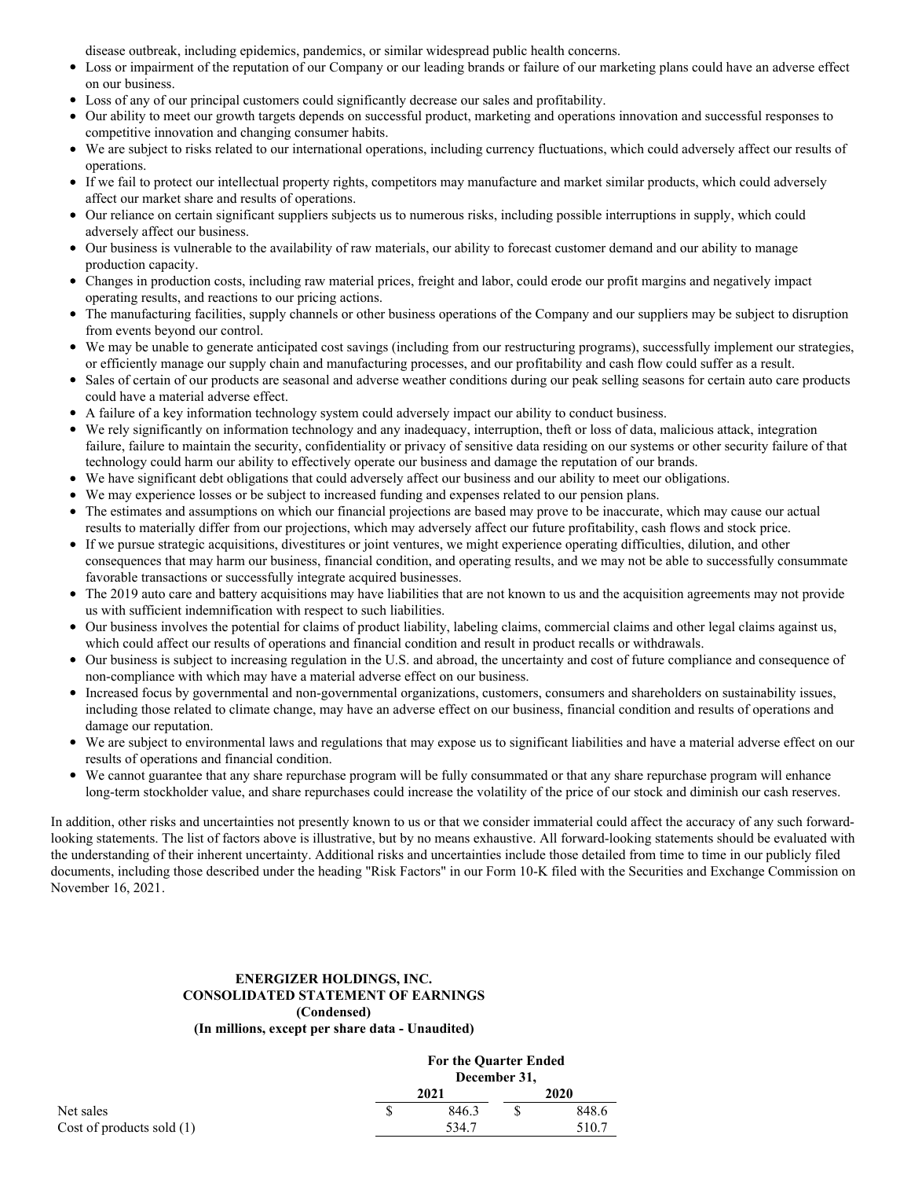disease outbreak, including epidemics, pandemics, or similar widespread public health concerns.

- Loss or impairment of the reputation of our Company or our leading brands or failure of our marketing plans could have an adverse effect on our business.
- Loss of any of our principal customers could significantly decrease our sales and profitability.
- Our ability to meet our growth targets depends on successful product, marketing and operations innovation and successful responses to competitive innovation and changing consumer habits.
- We are subject to risks related to our international operations, including currency fluctuations, which could adversely affect our results of operations.
- If we fail to protect our intellectual property rights, competitors may manufacture and market similar products, which could adversely affect our market share and results of operations.
- Our reliance on certain significant suppliers subjects us to numerous risks, including possible interruptions in supply, which could adversely affect our business.
- Our business is vulnerable to the availability of raw materials, our ability to forecast customer demand and our ability to manage production capacity.
- Changes in production costs, including raw material prices, freight and labor, could erode our profit margins and negatively impact operating results, and reactions to our pricing actions.
- The manufacturing facilities, supply channels or other business operations of the Company and our suppliers may be subject to disruption from events beyond our control.
- We may be unable to generate anticipated cost savings (including from our restructuring programs), successfully implement our strategies, or efficiently manage our supply chain and manufacturing processes, and our profitability and cash flow could suffer as a result.
- Sales of certain of our products are seasonal and adverse weather conditions during our peak selling seasons for certain auto care products could have a material adverse effect.
- A failure of a key information technology system could adversely impact our ability to conduct business.
- We rely significantly on information technology and any inadequacy, interruption, theft or loss of data, malicious attack, integration failure, failure to maintain the security, confidentiality or privacy of sensitive data residing on our systems or other security failure of that technology could harm our ability to effectively operate our business and damage the reputation of our brands.
- We have significant debt obligations that could adversely affect our business and our ability to meet our obligations.
- We may experience losses or be subject to increased funding and expenses related to our pension plans.
- The estimates and assumptions on which our financial projections are based may prove to be inaccurate, which may cause our actual results to materially differ from our projections, which may adversely affect our future profitability, cash flows and stock price.
- If we pursue strategic acquisitions, divestitures or joint ventures, we might experience operating difficulties, dilution, and other consequences that may harm our business, financial condition, and operating results, and we may not be able to successfully consummate favorable transactions or successfully integrate acquired businesses.
- The 2019 auto care and battery acquisitions may have liabilities that are not known to us and the acquisition agreements may not provide us with sufficient indemnification with respect to such liabilities.
- Our business involves the potential for claims of product liability, labeling claims, commercial claims and other legal claims against us, which could affect our results of operations and financial condition and result in product recalls or withdrawals.
- Our business is subject to increasing regulation in the U.S. and abroad, the uncertainty and cost of future compliance and consequence of non-compliance with which may have a material adverse effect on our business.
- Increased focus by governmental and non-governmental organizations, customers, consumers and shareholders on sustainability issues, including those related to climate change, may have an adverse effect on our business, financial condition and results of operations and damage our reputation.
- We are subject to environmental laws and regulations that may expose us to significant liabilities and have a material adverse effect on our results of operations and financial condition.
- We cannot guarantee that any share repurchase program will be fully consummated or that any share repurchase program will enhance long-term stockholder value, and share repurchases could increase the volatility of the price of our stock and diminish our cash reserves.

In addition, other risks and uncertainties not presently known to us or that we consider immaterial could affect the accuracy of any such forward-looking statements. The list of factors above is illustrative, but by no means exhaustive. All forward-looking statements should be evaluated with the understanding of their inherent uncertainty. Additional risks and uncertainties include those detailed from time to time in our publicly filed documents, including those described under the heading "Risk Factors" in our Form 10-K filed with the Securities and Exchange Commission on November 16, 2021.

**ENERGIZER HOLDINGS, INC.**
**CONSOLIDATED STATEMENT OF EARNINGS**
**(Condensed)**
**(In millions, except per share data - Unaudited)**

| | For the Quarter Ended December 31, | |
|---|---|---|
| | 2021 | 2020 |
| Net sales | $ 846.3 | $ 848.6 |
| Cost of products sold (1) | 534.7 | 510.7 |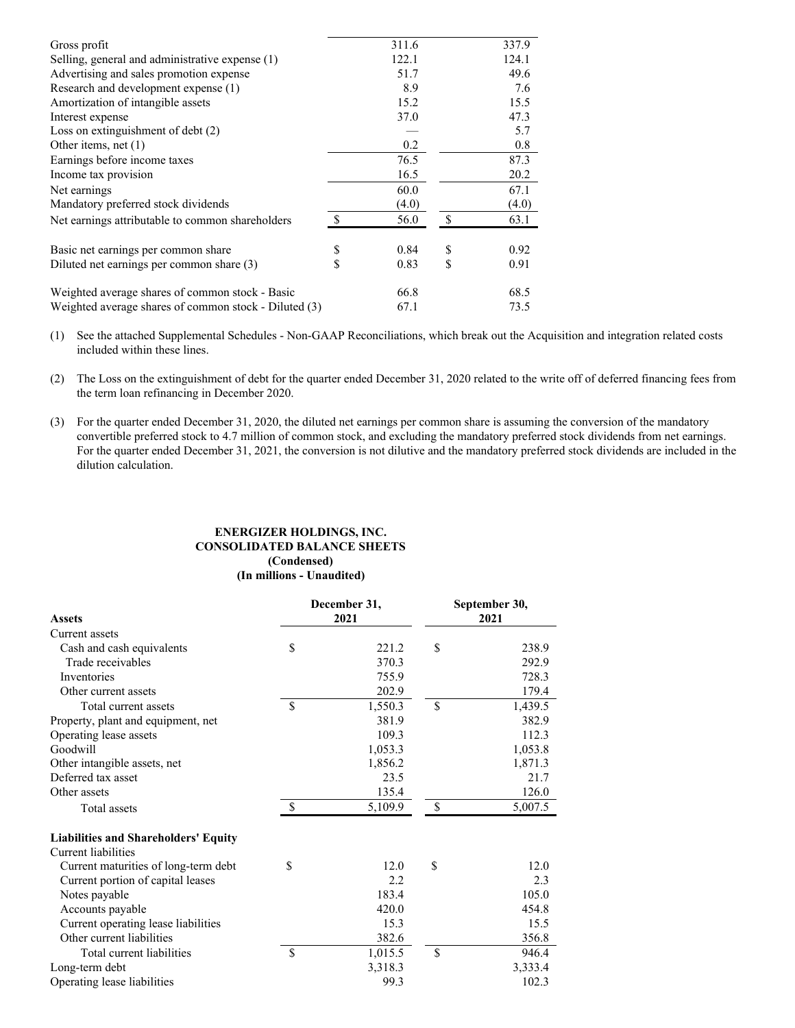| | | |
|---|---|---|
| Gross profit | 311.6 | 337.9 |
| Selling, general and administrative expense (1) | 122.1 | 124.1 |
| Advertising and sales promotion expense | 51.7 | 49.6 |
| Research and development expense (1) | 8.9 | 7.6 |
| Amortization of intangible assets | 15.2 | 15.5 |
| Interest expense | 37.0 | 47.3 |
| Loss on extinguishment of debt (2) | — | 5.7 |
| Other items, net (1) | 0.2 | 0.8 |
| Earnings before income taxes | 76.5 | 87.3 |
| Income tax provision | 16.5 | 20.2 |
| Net earnings | 60.0 | 67.1 |
| Mandatory preferred stock dividends | (4.0) | (4.0) |
| Net earnings attributable to common shareholders | $ 56.0 | $ 63.1 |
| | | |
| Basic net earnings per common share | $ 0.84 | $ 0.92 |
| Diluted net earnings per common share (3) | $ 0.83 | $ 0.91 |
| | | |
| Weighted average shares of common stock - Basic | 66.8 | 68.5 |
| Weighted average shares of common stock - Diluted (3) | 67.1 | 73.5 |

(1) See the attached Supplemental Schedules - Non-GAAP Reconciliations, which break out the Acquisition and integration related costs included within these lines.

(2) The Loss on the extinguishment of debt for the quarter ended December 31, 2020 related to the write off of deferred financing fees from the term loan refinancing in December 2020.

(3) For the quarter ended December 31, 2020, the diluted net earnings per common share is assuming the conversion of the mandatory convertible preferred stock to 4.7 million of common stock, and excluding the mandatory preferred stock dividends from net earnings. For the quarter ended December 31, 2021, the conversion is not dilutive and the mandatory preferred stock dividends are included in the dilution calculation.

**ENERGIZER HOLDINGS, INC.**
**CONSOLIDATED BALANCE SHEETS**
**(Condensed)**
**(In millions - Unaudited)**

| | December 31, 2021 | September 30, 2021 |
|---|---|---|
| **Assets** | | |
| Current assets | | |
| Cash and cash equivalents | $ 221.2 | $ 238.9 |
| Trade receivables | 370.3 | 292.9 |
| Inventories | 755.9 | 728.3 |
| Other current assets | 202.9 | 179.4 |
| Total current assets | $ 1,550.3 | $ 1,439.5 |
| Property, plant and equipment, net | 381.9 | 382.9 |
| Operating lease assets | 109.3 | 112.3 |
| Goodwill | 1,053.3 | 1,053.8 |
| Other intangible assets, net | 1,856.2 | 1,871.3 |
| Deferred tax asset | 23.5 | 21.7 |
| Other assets | 135.4 | 126.0 |
| Total assets | $ 5,109.9 | $ 5,007.5 |
| | | |
| **Liabilities and Shareholders' Equity** | | |
| Current liabilities | | |
| Current maturities of long-term debt | $ 12.0 | $ 12.0 |
| Current portion of capital leases | 2.2 | 2.3 |
| Notes payable | 183.4 | 105.0 |
| Accounts payable | 420.0 | 454.8 |
| Current operating lease liabilities | 15.3 | 15.5 |
| Other current liabilities | 382.6 | 356.8 |
| Total current liabilities | $ 1,015.5 | $ 946.4 |
| Long-term debt | 3,318.3 | 3,333.4 |
| Operating lease liabilities | 99.3 | 102.3 |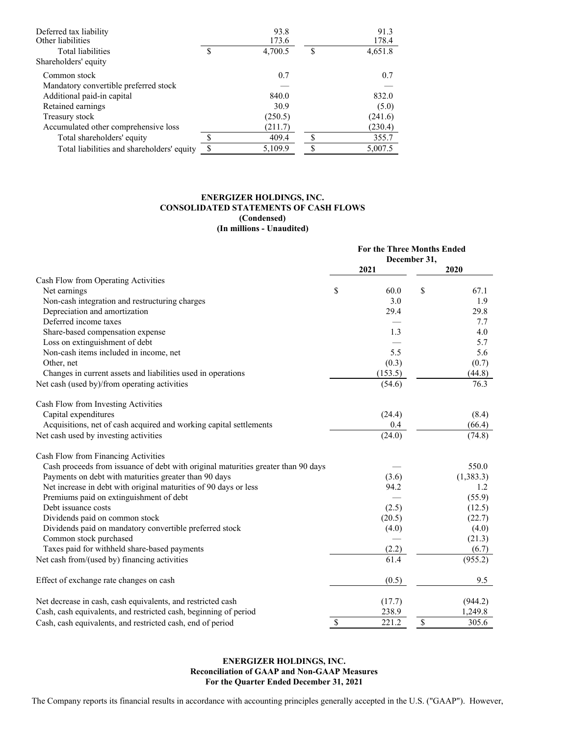| | | |
|---|---|---|
| Deferred tax liability | 93.8 | 91.3 |
| Other liabilities | 173.6 | 178.4 |
| Total liabilities | $ 4,700.5 | $ 4,651.8 |
| Shareholders' equity | | |
| Common stock | 0.7 | 0.7 |
| Mandatory convertible preferred stock | — | — |
| Additional paid-in capital | 840.0 | 832.0 |
| Retained earnings | 30.9 | (5.0) |
| Treasury stock | (250.5) | (241.6) |
| Accumulated other comprehensive loss | (211.7) | (230.4) |
| Total shareholders' equity | $ 409.4 | $ 355.7 |
| Total liabilities and shareholders' equity | $ 5,109.9 | $ 5,007.5 |

**ENERGIZER HOLDINGS, INC.**
**CONSOLIDATED STATEMENTS OF CASH FLOWS**
**(Condensed)**
**(In millions - Unaudited)**

| | For the Three Months Ended December 31, | |
|---|---|---|
| | 2021 | 2020 |
| Cash Flow from Operating Activities | | |
| Net earnings | $ 60.0 | $ 67.1 |
| Non-cash integration and restructuring charges | 3.0 | 1.9 |
| Depreciation and amortization | 29.4 | 29.8 |
| Deferred income taxes | — | 7.7 |
| Share-based compensation expense | 1.3 | 4.0 |
| Loss on extinguishment of debt | — | 5.7 |
| Non-cash items included in income, net | 5.5 | 5.6 |
| Other, net | (0.3) | (0.7) |
| Changes in current assets and liabilities used in operations | (153.5) | (44.8) |
| Net cash (used by)/from operating activities | (54.6) | 76.3 |
| Cash Flow from Investing Activities | | |
| Capital expenditures | (24.4) | (8.4) |
| Acquisitions, net of cash acquired and working capital settlements | 0.4 | (66.4) |
| Net cash used by investing activities | (24.0) | (74.8) |
| Cash Flow from Financing Activities | | |
| Cash proceeds from issuance of debt with original maturities greater than 90 days | — | 550.0 |
| Payments on debt with maturities greater than 90 days | (3.6) | (1,383.3) |
| Net increase in debt with original maturities of 90 days or less | 94.2 | 1.2 |
| Premiums paid on extinguishment of debt | — | (55.9) |
| Debt issuance costs | (2.5) | (12.5) |
| Dividends paid on common stock | (20.5) | (22.7) |
| Dividends paid on mandatory convertible preferred stock | (4.0) | (4.0) |
| Common stock purchased | — | (21.3) |
| Taxes paid for withheld share-based payments | (2.2) | (6.7) |
| Net cash from/(used by) financing activities | 61.4 | (955.2) |
| Effect of exchange rate changes on cash | (0.5) | 9.5 |
| Net decrease in cash, cash equivalents, and restricted cash | (17.7) | (944.2) |
| Cash, cash equivalents, and restricted cash, beginning of period | 238.9 | 1,249.8 |
| Cash, cash equivalents, and restricted cash, end of period | $ 221.2 | $ 305.6 |

**ENERGIZER HOLDINGS, INC.**
**Reconciliation of GAAP and Non-GAAP Measures**
**For the Quarter Ended December 31, 2021**

The Company reports its financial results in accordance with accounting principles generally accepted in the U.S. ("GAAP"). However,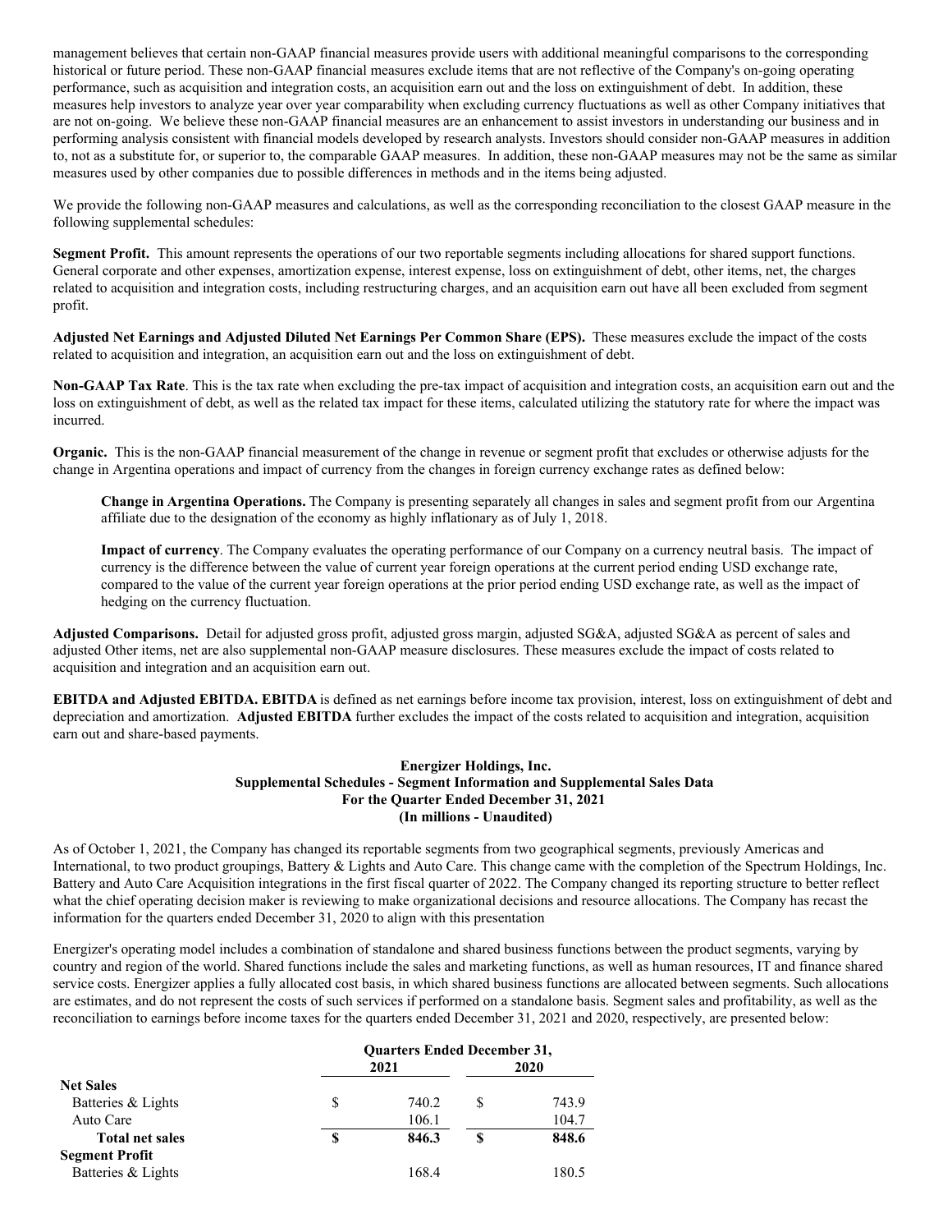management believes that certain non-GAAP financial measures provide users with additional meaningful comparisons to the corresponding historical or future period. These non-GAAP financial measures exclude items that are not reflective of the Company's on-going operating performance, such as acquisition and integration costs, an acquisition earn out and the loss on extinguishment of debt. In addition, these measures help investors to analyze year over year comparability when excluding currency fluctuations as well as other Company initiatives that are not on-going. We believe these non-GAAP financial measures are an enhancement to assist investors in understanding our business and in performing analysis consistent with financial models developed by research analysts. Investors should consider non-GAAP measures in addition to, not as a substitute for, or superior to, the comparable GAAP measures. In addition, these non-GAAP measures may not be the same as similar measures used by other companies due to possible differences in methods and in the items being adjusted.

We provide the following non-GAAP measures and calculations, as well as the corresponding reconciliation to the closest GAAP measure in the following supplemental schedules:

**Segment Profit.** This amount represents the operations of our two reportable segments including allocations for shared support functions. General corporate and other expenses, amortization expense, interest expense, loss on extinguishment of debt, other items, net, the charges related to acquisition and integration costs, including restructuring charges, and an acquisition earn out have all been excluded from segment profit.

**Adjusted Net Earnings and Adjusted Diluted Net Earnings Per Common Share (EPS).** These measures exclude the impact of the costs related to acquisition and integration, an acquisition earn out and the loss on extinguishment of debt.

**Non-GAAP Tax Rate**. This is the tax rate when excluding the pre-tax impact of acquisition and integration costs, an acquisition earn out and the loss on extinguishment of debt, as well as the related tax impact for these items, calculated utilizing the statutory rate for where the impact was incurred.

**Organic.** This is the non-GAAP financial measurement of the change in revenue or segment profit that excludes or otherwise adjusts for the change in Argentina operations and impact of currency from the changes in foreign currency exchange rates as defined below:

> **Change in Argentina Operations.** The Company is presenting separately all changes in sales and segment profit from our Argentina affiliate due to the designation of the economy as highly inflationary as of July 1, 2018.
>
> **Impact of currency**. The Company evaluates the operating performance of our Company on a currency neutral basis. The impact of currency is the difference between the value of current year foreign operations at the current period ending USD exchange rate, compared to the value of the current year foreign operations at the prior period ending USD exchange rate, as well as the impact of hedging on the currency fluctuation.

**Adjusted Comparisons.** Detail for adjusted gross profit, adjusted gross margin, adjusted SG&A, adjusted SG&A as percent of sales and adjusted Other items, net are also supplemental non-GAAP measure disclosures. These measures exclude the impact of costs related to acquisition and integration and an acquisition earn out.

**EBITDA and Adjusted EBITDA. EBITDA** is defined as net earnings before income tax provision, interest, loss on extinguishment of debt and depreciation and amortization. **Adjusted EBITDA** further excludes the impact of the costs related to acquisition and integration, acquisition earn out and share-based payments.

**Energizer Holdings, Inc.**
**Supplemental Schedules - Segment Information and Supplemental Sales Data**
**For the Quarter Ended December 31, 2021**
**(In millions - Unaudited)**

As of October 1, 2021, the Company has changed its reportable segments from two geographical segments, previously Americas and International, to two product groupings, Battery & Lights and Auto Care. This change came with the completion of the Spectrum Holdings, Inc. Battery and Auto Care Acquisition integrations in the first fiscal quarter of 2022. The Company changed its reporting structure to better reflect what the chief operating decision maker is reviewing to make organizational decisions and resource allocations. The Company has recast the information for the quarters ended December 31, 2020 to align with this presentation

Energizer's operating model includes a combination of standalone and shared business functions between the product segments, varying by country and region of the world. Shared functions include the sales and marketing functions, as well as human resources, IT and finance shared service costs. Energizer applies a fully allocated cost basis, in which shared business functions are allocated between segments. Such allocations are estimates, and do not represent the costs of such services if performed on a standalone basis. Segment sales and profitability, as well as the reconciliation to earnings before income taxes for the quarters ended December 31, 2021 and 2020, respectively, are presented below:

| | Quarters Ended December 31, | |
|---|---|---|
| | 2021 | 2020 |
| **Net Sales** | | |
| Batteries & Lights | $ 740.2 | $ 743.9 |
| Auto Care | 106.1 | 104.7 |
| **Total net sales** | **$ 846.3** | **$ 848.6** |
| **Segment Profit** | | |
| Batteries & Lights | 168.4 | 180.5 |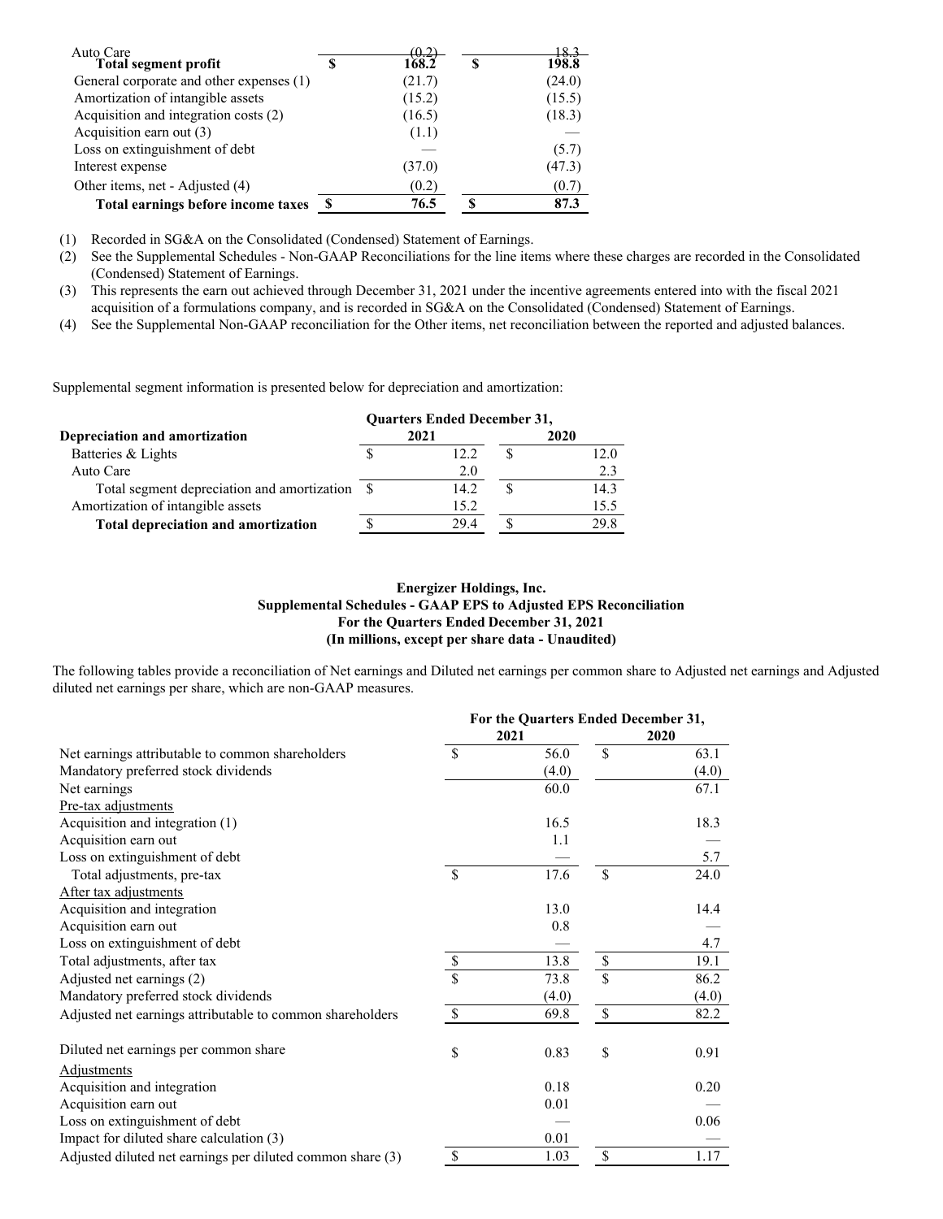| | | |
|---|---|---|
| Auto Care | (0.2) | 18.3 |
| **Total segment profit** | $ 168.2 | $ 198.8 |
| General corporate and other expenses (1) | (21.7) | (24.0) |
| Amortization of intangible assets | (15.2) | (15.5) |
| Acquisition and integration costs (2) | (16.5) | (18.3) |
| Acquisition earn out (3) | (1.1) | — |
| Loss on extinguishment of debt | — | (5.7) |
| Interest expense | (37.0) | (47.3) |
| Other items, net - Adjusted (4) | (0.2) | (0.7) |
| **Total earnings before income taxes** | $ 76.5 | $ 87.3 |

(1) Recorded in SG&A on the Consolidated (Condensed) Statement of Earnings.

(2) See the Supplemental Schedules - Non-GAAP Reconciliations for the line items where these charges are recorded in the Consolidated (Condensed) Statement of Earnings.

(3) This represents the earn out achieved through December 31, 2021 under the incentive agreements entered into with the fiscal 2021 acquisition of a formulations company, and is recorded in SG&A on the Consolidated (Condensed) Statement of Earnings.

(4) See the Supplemental Non-GAAP reconciliation for the Other items, net reconciliation between the reported and adjusted balances.

Supplemental segment information is presented below for depreciation and amortization:

| | Quarters Ended December 31, | |
|---|---|---|
| **Depreciation and amortization** | **2021** | **2020** |
| Batteries & Lights | $ 12.2 | $ 12.0 |
| Auto Care | 2.0 | 2.3 |
| Total segment depreciation and amortization | $ 14.2 | $ 14.3 |
| Amortization of intangible assets | 15.2 | 15.5 |
| **Total depreciation and amortization** | $ 29.4 | $ 29.8 |

**Energizer Holdings, Inc.**
**Supplemental Schedules - GAAP EPS to Adjusted EPS Reconciliation**
**For the Quarters Ended December 31, 2021**
**(In millions, except per share data - Unaudited)**

The following tables provide a reconciliation of Net earnings and Diluted net earnings per common share to Adjusted net earnings and Adjusted diluted net earnings per share, which are non-GAAP measures.

| | For the Quarters Ended December 31, | |
|---|---|---|
| | **2021** | **2020** |
| Net earnings attributable to common shareholders | $ 56.0 | $ 63.1 |
| Mandatory preferred stock dividends | (4.0) | (4.0) |
| Net earnings | 60.0 | 67.1 |
| Pre-tax adjustments | | |
| Acquisition and integration (1) | 16.5 | 18.3 |
| Acquisition earn out | 1.1 | — |
| Loss on extinguishment of debt | — | 5.7 |
| Total adjustments, pre-tax | $ 17.6 | $ 24.0 |
| After tax adjustments | | |
| Acquisition and integration | 13.0 | 14.4 |
| Acquisition earn out | 0.8 | — |
| Loss on extinguishment of debt | — | 4.7 |
| Total adjustments, after tax | $ 13.8 | $ 19.1 |
| Adjusted net earnings (2) | $ 73.8 | $ 86.2 |
| Mandatory preferred stock dividends | (4.0) | (4.0) |
| Adjusted net earnings attributable to common shareholders | $ 69.8 | $ 82.2 |
| | | |
| Diluted net earnings per common share | $ 0.83 | $ 0.91 |
| Adjustments | | |
| Acquisition and integration | 0.18 | 0.20 |
| Acquisition earn out | 0.01 | — |
| Loss on extinguishment of debt | — | 0.06 |
| Impact for diluted share calculation (3) | 0.01 | — |
| Adjusted diluted net earnings per diluted common share (3) | $ 1.03 | $ 1.17 |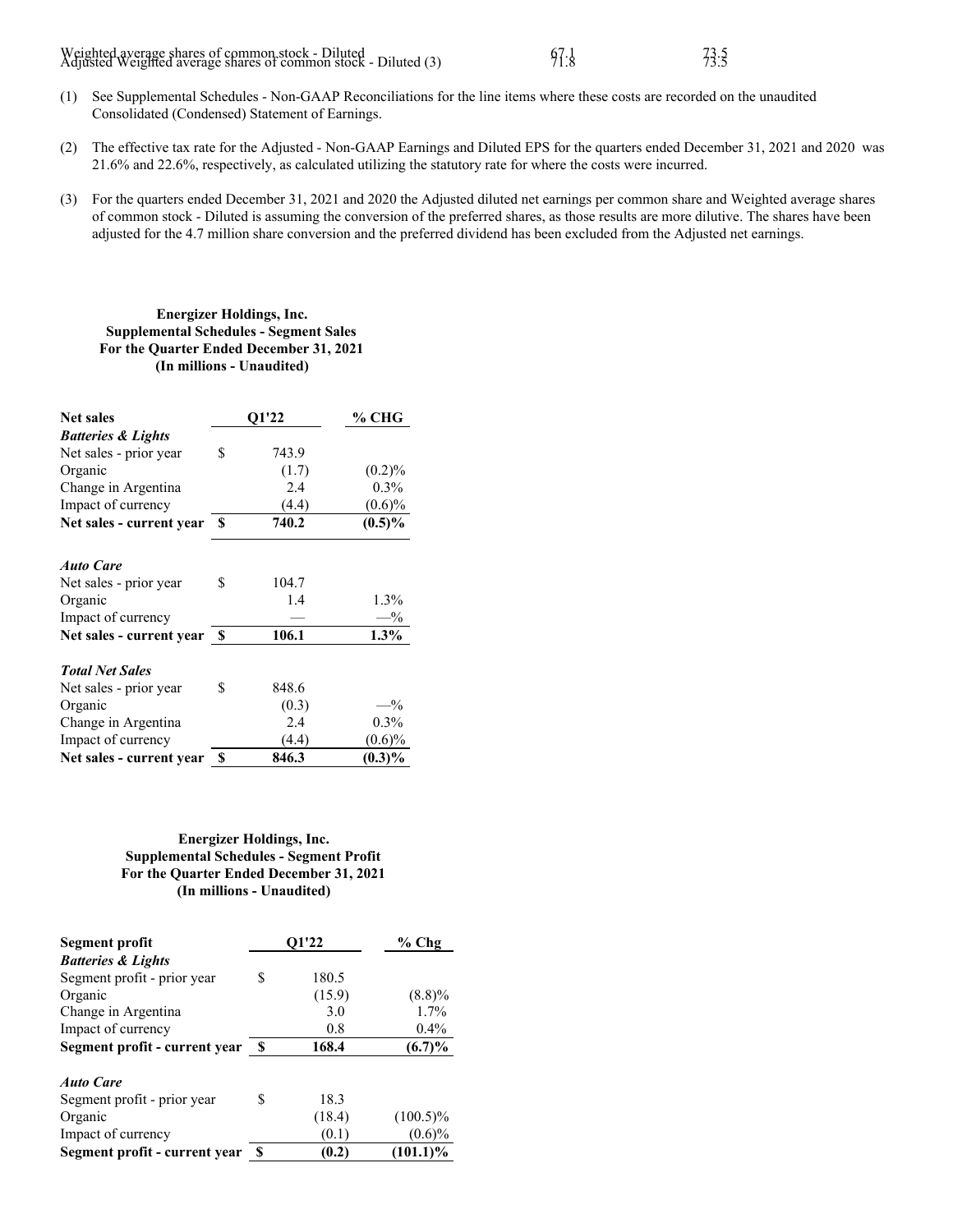| | | |
|---|---|---|
| Weighted average shares of common stock - Diluted | 67.1 | 73.5 |
| Adjusted Weighted average shares of common stock - Diluted (3) | 71.8 | 73.5 |

(1) See Supplemental Schedules - Non-GAAP Reconciliations for the line items where these costs are recorded on the unaudited Consolidated (Condensed) Statement of Earnings.

(2) The effective tax rate for the Adjusted - Non-GAAP Earnings and Diluted EPS for the quarters ended December 31, 2021 and 2020 was 21.6% and 22.6%, respectively, as calculated utilizing the statutory rate for where the costs were incurred.

(3) For the quarters ended December 31, 2021 and 2020 the Adjusted diluted net earnings per common share and Weighted average shares of common stock - Diluted is assuming the conversion of the preferred shares, as those results are more dilutive. The shares have been adjusted for the 4.7 million share conversion and the preferred dividend has been excluded from the Adjusted net earnings.

**Energizer Holdings, Inc.**
**Supplemental Schedules - Segment Sales**
**For the Quarter Ended December 31, 2021**
**(In millions - Unaudited)**

| **Net sales** | | **Q1'22** | **% CHG** |
|---|---|---|---|
| ***Batteries & Lights*** | | | |
| Net sales - prior year | $ | 743.9 | |
| Organic | | (1.7) | (0.2)% |
| Change in Argentina | | 2.4 | 0.3% |
| Impact of currency | | (4.4) | (0.6)% |
| **Net sales - current year** | **$** | **740.2** | **(0.5)%** |
| | | | |
| ***Auto Care*** | | | |
| Net sales - prior year | $ | 104.7 | |
| Organic | | 1.4 | 1.3% |
| Impact of currency | | — | —% |
| **Net sales - current year** | **$** | **106.1** | **1.3%** |
| | | | |
| ***Total Net Sales*** | | | |
| Net sales - prior year | $ | 848.6 | |
| Organic | | (0.3) | —% |
| Change in Argentina | | 2.4 | 0.3% |
| Impact of currency | | (4.4) | (0.6)% |
| **Net sales - current year** | **$** | **846.3** | **(0.3)%** |

**Energizer Holdings, Inc.**
**Supplemental Schedules - Segment Profit**
**For the Quarter Ended December 31, 2021**
**(In millions - Unaudited)**

| **Segment profit** | | **Q1'22** | **% Chg** |
|---|---|---|---|
| ***Batteries & Lights*** | | | |
| Segment profit - prior year | $ | 180.5 | |
| Organic | | (15.9) | (8.8)% |
| Change in Argentina | | 3.0 | 1.7% |
| Impact of currency | | 0.8 | 0.4% |
| **Segment profit - current year** | **$** | **168.4** | **(6.7)%** |
| | | | |
| ***Auto Care*** | | | |
| Segment profit - prior year | $ | 18.3 | |
| Organic | | (18.4) | (100.5)% |
| Impact of currency | | (0.1) | (0.6)% |
| **Segment profit - current year** | **$** | **(0.2)** | **(101.1)%** |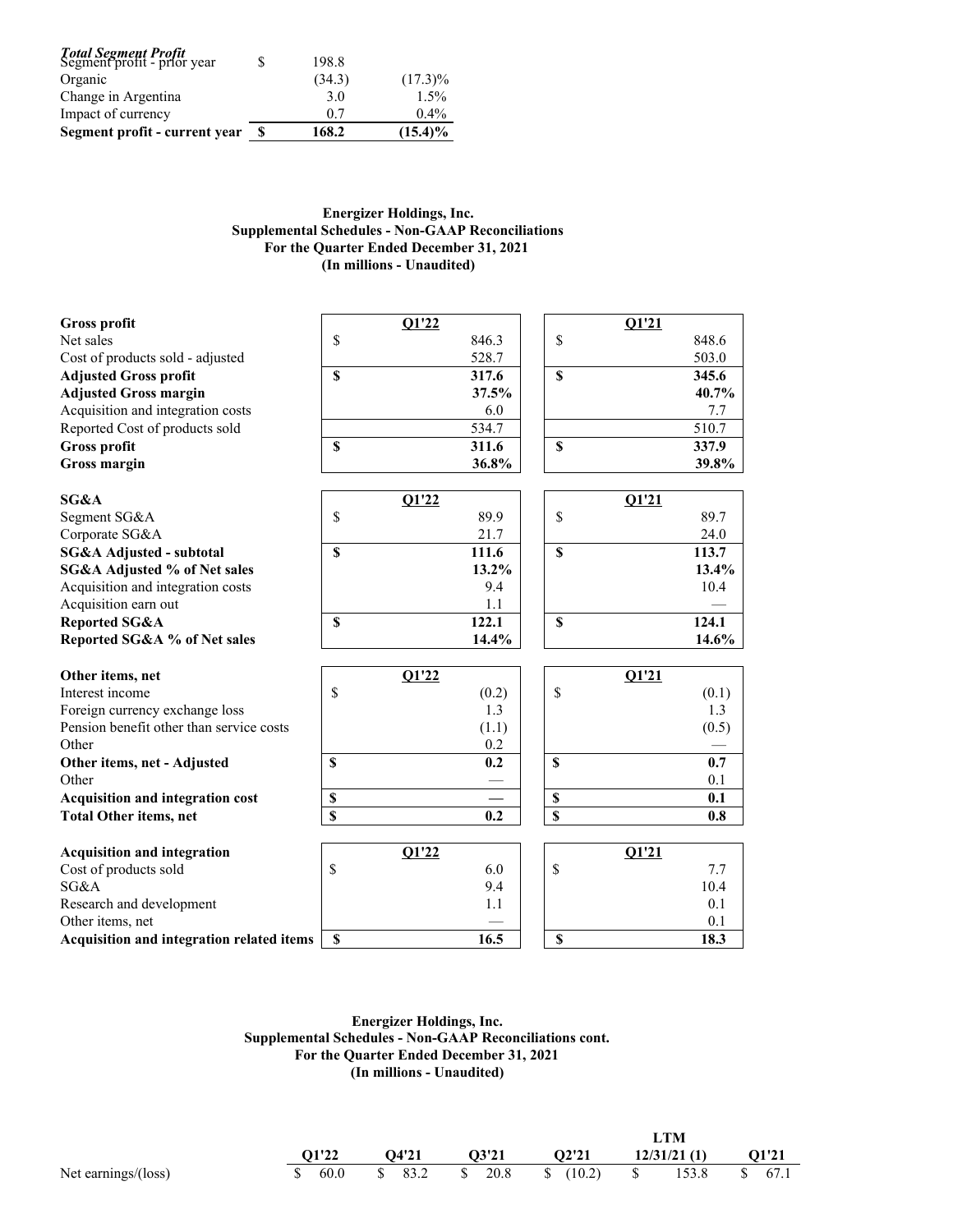| *Total Segment Profit* | | |
|---|---|---|
| Segment profit - prior year | $ 198.8 | |
| Organic | (34.3) | (17.3)% |
| Change in Argentina | 3.0 | 1.5% |
| Impact of currency | 0.7 | 0.4% |
| **Segment profit - current year** | **$ 168.2** | **(15.4)%** |

**Energizer Holdings, Inc.**
**Supplemental Schedules - Non-GAAP Reconciliations**
**For the Quarter Ended December 31, 2021**
**(In millions - Unaudited)**

| **Gross profit** | **Q1'22** | **Q1'21** |
|---|---|---|
| Net sales | $ 846.3 | $ 848.6 |
| Cost of products sold - adjusted | 528.7 | 503.0 |
| **Adjusted Gross profit** | **$ 317.6** | **$ 345.6** |
| **Adjusted Gross margin** | **37.5%** | **40.7%** |
| Acquisition and integration costs | 6.0 | 7.7 |
| Reported Cost of products sold | 534.7 | 510.7 |
| **Gross profit** | **$ 311.6** | **$ 337.9** |
| **Gross margin** | **36.8%** | **39.8%** |

| **SG&A** | **Q1'22** | **Q1'21** |
|---|---|---|
| Segment SG&A | $ 89.9 | $ 89.7 |
| Corporate SG&A | 21.7 | 24.0 |
| **SG&A Adjusted - subtotal** | **$ 111.6** | **$ 113.7** |
| **SG&A Adjusted % of Net sales** | **13.2%** | **13.4%** |
| Acquisition and integration costs | 9.4 | 10.4 |
| Acquisition earn out | 1.1 | — |
| **Reported SG&A** | **$ 122.1** | **$ 124.1** |
| **Reported SG&A % of Net sales** | **14.4%** | **14.6%** |

| **Other items, net** | **Q1'22** | **Q1'21** |
|---|---|---|
| Interest income | $ (0.2) | $ (0.1) |
| Foreign currency exchange loss | 1.3 | 1.3 |
| Pension benefit other than service costs | (1.1) | (0.5) |
| Other | 0.2 | — |
| **Other items, net - Adjusted** | **$ 0.2** | **$ 0.7** |
| Other | — | 0.1 |
| **Acquisition and integration cost** | **$ —** | **$ 0.1** |
| **Total Other items, net** | **$ 0.2** | **$ 0.8** |

| **Acquisition and integration** | **Q1'22** | **Q1'21** |
|---|---|---|
| Cost of products sold | $ 6.0 | $ 7.7 |
| SG&A | 9.4 | 10.4 |
| Research and development | 1.1 | 0.1 |
| Other items, net | — | 0.1 |
| **Acquisition and integration related items** | **$ 16.5** | **$ 18.3** |

**Energizer Holdings, Inc.**
**Supplemental Schedules - Non-GAAP Reconciliations cont.**
**For the Quarter Ended December 31, 2021**
**(In millions - Unaudited)**

| | **Q1'22** | **Q4'21** | **Q3'21** | **Q2'21** | **LTM 12/31/21 (1)** | **Q1'21** |
|---|---|---|---|---|---|---|
| Net earnings/(loss) | $ 60.0 | $ 83.2 | $ 20.8 | $ (10.2) | $ 153.8 | $ 67.1 |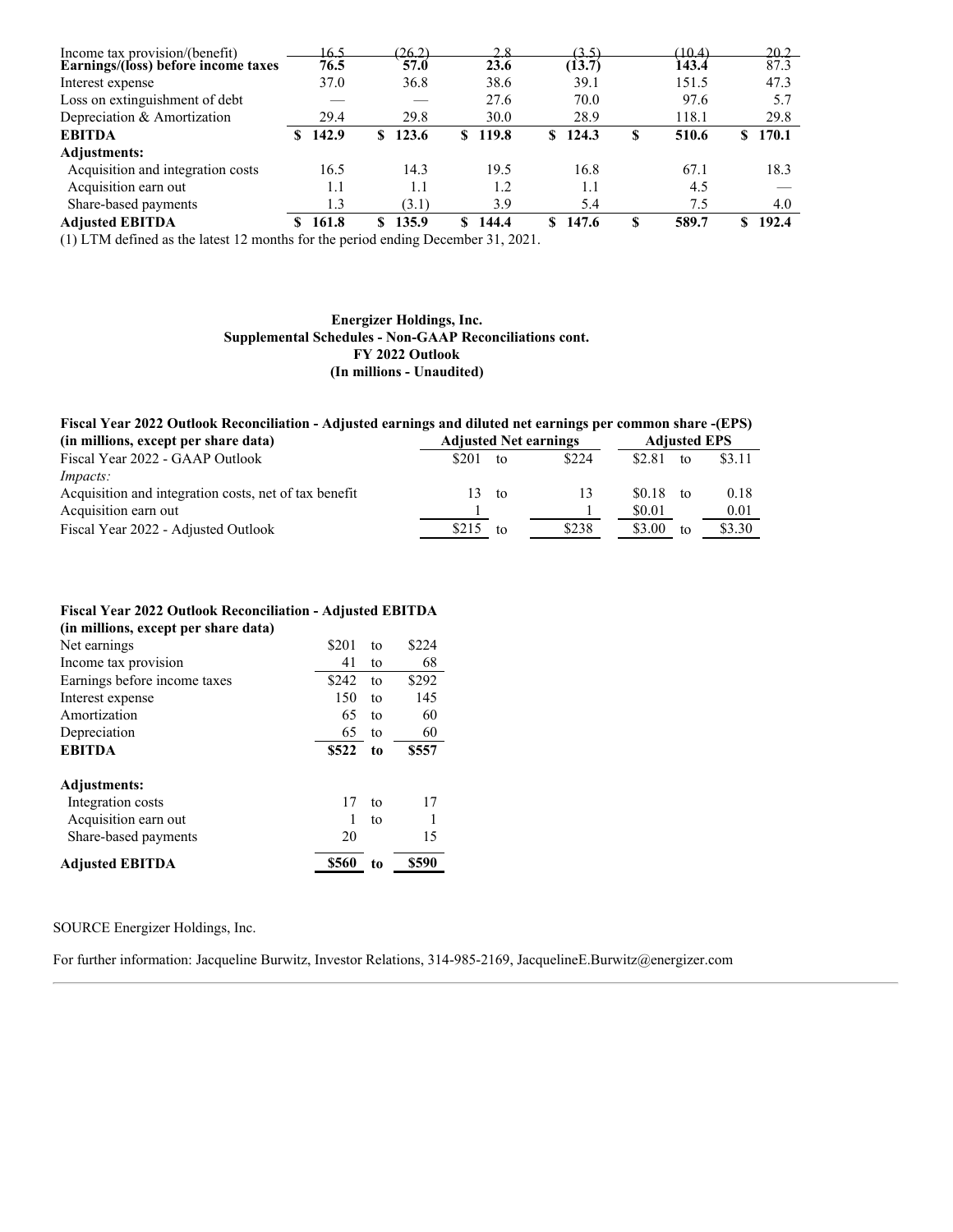| | | | | | | |
|---|---|---|---|---|---|---|
| Income tax provision/(benefit) | 16.5 | (26.2) | 2.8 | (3.5) | (10.4) | 20.2 |
| **Earnings/(loss) before income taxes** | **76.5** | **57.0** | **23.6** | **(13.7)** | **143.4** | 87.3 |
| Interest expense | 37.0 | 36.8 | 38.6 | 39.1 | 151.5 | 47.3 |
| Loss on extinguishment of debt | — | — | 27.6 | 70.0 | 97.6 | 5.7 |
| Depreciation & Amortization | 29.4 | 29.8 | 30.0 | 28.9 | 118.1 | 29.8 |
| **EBITDA** | **$ 142.9** | **$ 123.6** | **$ 119.8** | **$ 124.3** | **$ 510.6** | **$ 170.1** |
| **Adjustments:** | | | | | | |
| Acquisition and integration costs | 16.5 | 14.3 | 19.5 | 16.8 | 67.1 | 18.3 |
| Acquisition earn out | 1.1 | 1.1 | 1.2 | 1.1 | 4.5 | — |
| Share-based payments | 1.3 | (3.1) | 3.9 | 5.4 | 7.5 | 4.0 |
| **Adjusted EBITDA** | **$ 161.8** | **$ 135.9** | **$ 144.4** | **$ 147.6** | **$ 589.7** | **$ 192.4** |

(1) LTM defined as the latest 12 months for the period ending December 31, 2021.

**Energizer Holdings, Inc.**
**Supplemental Schedules - Non-GAAP Reconciliations cont.**
**FY 2022 Outlook**
**(In millions - Unaudited)**

**Fiscal Year 2022 Outlook Reconciliation - Adjusted earnings and diluted net earnings per common share -(EPS)**

| (in millions, except per share data) | Adjusted Net earnings | | | Adjusted EPS | | |
|---|---|---|---|---|---|---|
| Fiscal Year 2022 - GAAP Outlook | $201 | to | $224 | $2.81 | to | $3.11 |
| *Impacts:* | | | | | | |
| Acquisition and integration costs, net of tax benefit | 13 | to | 13 | $0.18 | to | 0.18 |
| Acquisition earn out | 1 | | 1 | $0.01 | | 0.01 |
| Fiscal Year 2022 - Adjusted Outlook | $215 | to | $238 | $3.00 | to | $3.30 |

**Fiscal Year 2022 Outlook Reconciliation - Adjusted EBITDA**

| (in millions, except per share data) | | | |
|---|---|---|---|
| Net earnings | $201 | to | $224 |
| Income tax provision | 41 | to | 68 |
| Earnings before income taxes | $242 | to | $292 |
| Interest expense | 150 | to | 145 |
| Amortization | 65 | to | 60 |
| Depreciation | 65 | to | 60 |
| **EBITDA** | **$522** | **to** | **$557** |
| **Adjustments:** | | | |
| Integration costs | 17 | to | 17 |
| Acquisition earn out | 1 | to | 1 |
| Share-based payments | 20 | | 15 |
| **Adjusted EBITDA** | **$560** | **to** | **$590** |

SOURCE Energizer Holdings, Inc.

For further information: Jacqueline Burwitz, Investor Relations, 314-985-2169, JacquelineE.Burwitz@energizer.com